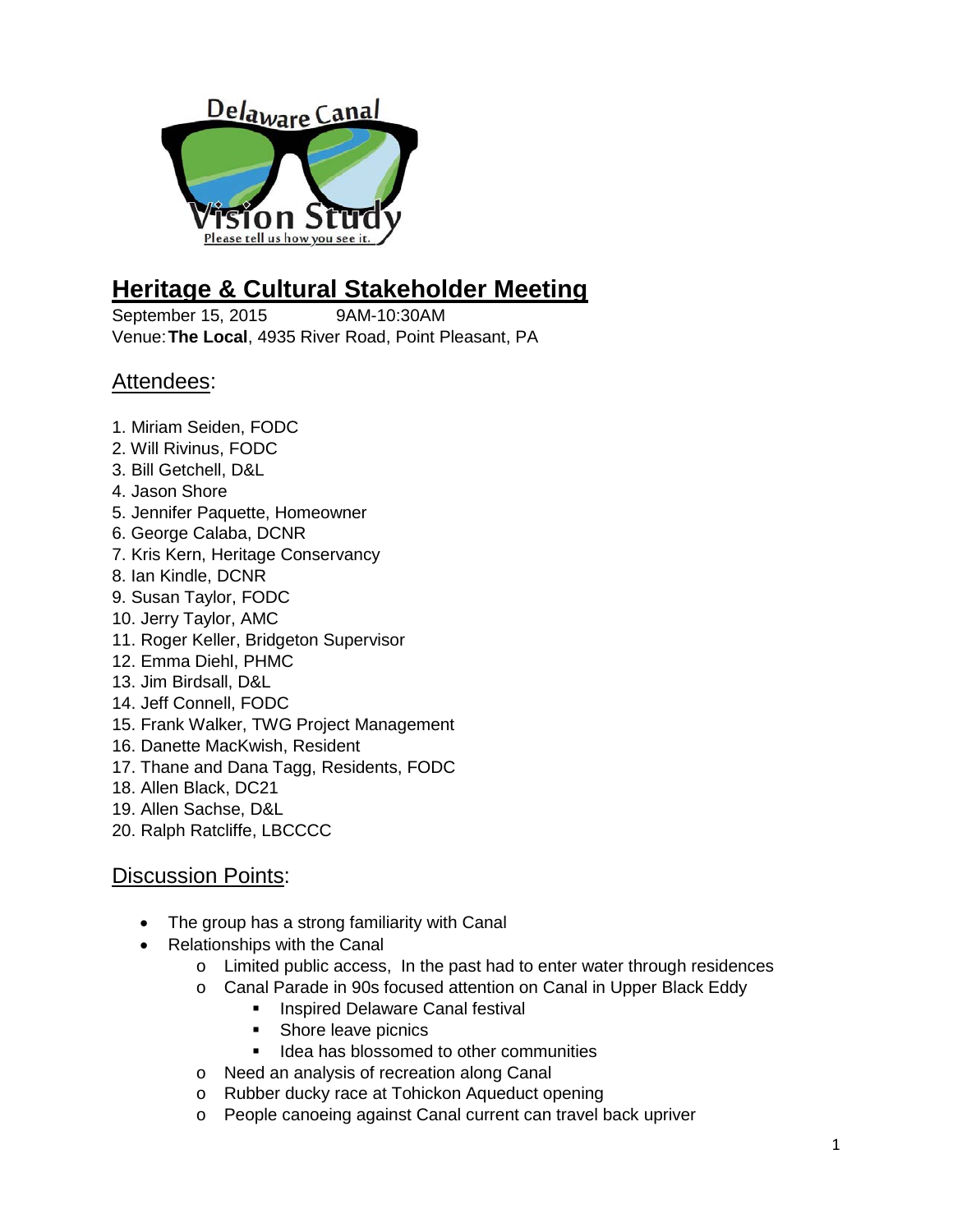# Heritage & Cultural Stakeholder Meeting

September 15, 2015 9AM-10:30AM
Venue: **The Local**, 4935 River Road, Point Pleasant, PA

## Attendees:

1. Miriam Seiden, FODC
2. Will Rivinus, FODC
3. Bill Getchell, D&L
4. Jason Shore
5. Jennifer Paquette, Homeowner
6. George Calaba, DCNR
7. Kris Kern, Heritage Conservancy
8. Ian Kindle, DCNR
9. Susan Taylor, FODC
10. Jerry Taylor, AMC
11. Roger Keller, Bridgeton Supervisor
12. Emma Diehl, PHMC
13. Jim Birdsall, D&L
14. Jeff Connell, FODC
15. Frank Walker, TWG Project Management
16. Danette MacKwish, Resident
17. Thane and Dana Tagg, Residents, FODC
18. Allen Black, DC21
19. Allen Sachse, D&L
20. Ralph Ratcliffe, LBCCCC

## Discussion Points:

- The group has a strong familiarity with Canal
- Relationships with the Canal
  - Limited public access, In the past had to enter water through residences
  - Canal Parade in 90s focused attention on Canal in Upper Black Eddy
    - Inspired Delaware Canal festival
    - Shore leave picnics
    - Idea has blossomed to other communities
  - Need an analysis of recreation along Canal
  - Rubber ducky race at Tohickon Aqueduct opening
  - People canoeing against Canal current can travel back upriver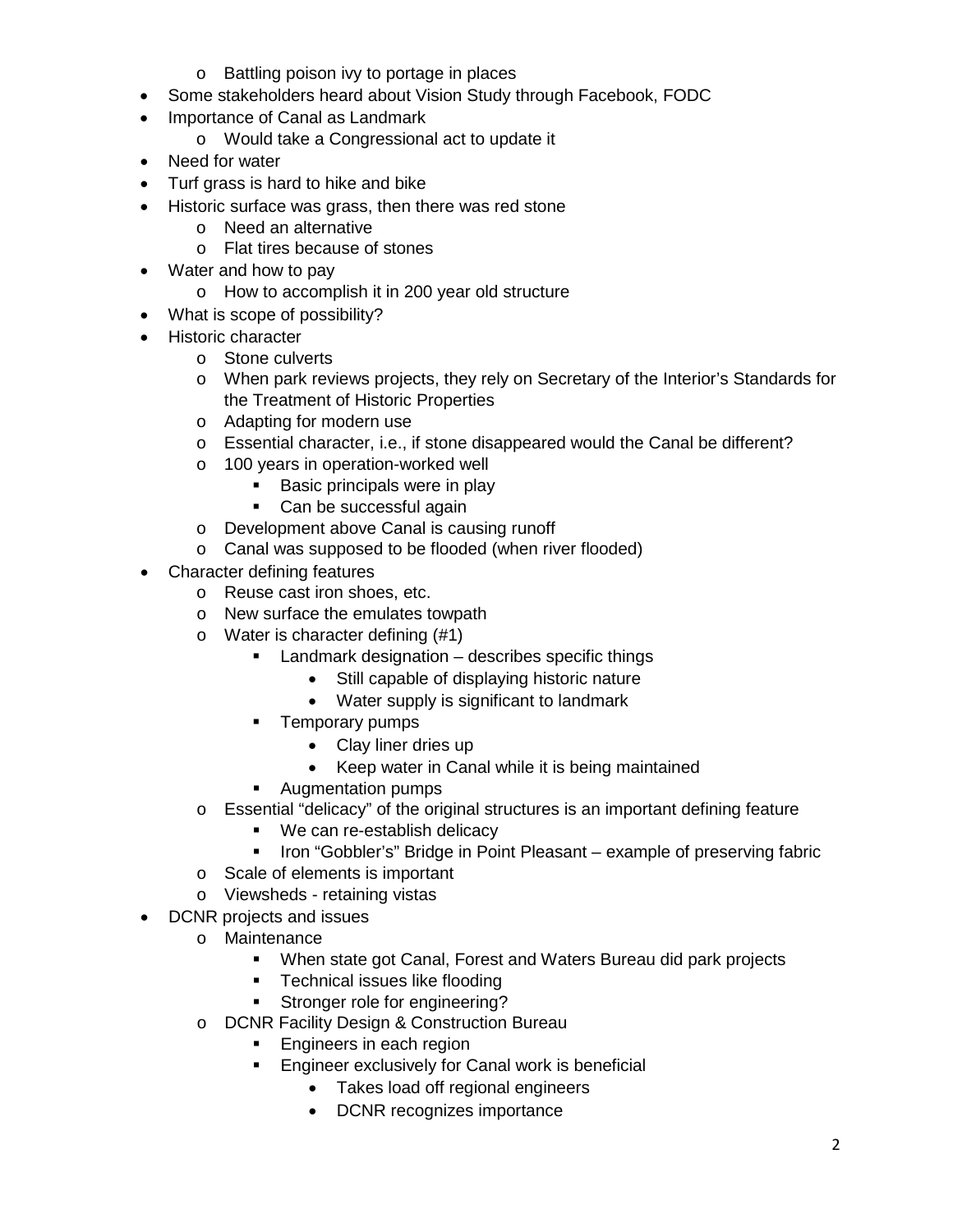- Battling poison ivy to portage in places
- Some stakeholders heard about Vision Study through Facebook, FODC
- Importance of Canal as Landmark
    - Would take a Congressional act to update it
- Need for water
- Turf grass is hard to hike and bike
- Historic surface was grass, then there was red stone
    - Need an alternative
    - Flat tires because of stones
- Water and how to pay
    - How to accomplish it in 200 year old structure
- What is scope of possibility?
- Historic character
    - Stone culverts
    - When park reviews projects, they rely on Secretary of the Interior's Standards for the Treatment of Historic Properties
    - Adapting for modern use
    - Essential character, i.e., if stone disappeared would the Canal be different?
    - 100 years in operation-worked well
        - Basic principals were in play
        - Can be successful again
    - Development above Canal is causing runoff
    - Canal was supposed to be flooded (when river flooded)
- Character defining features
    - Reuse cast iron shoes, etc.
    - New surface the emulates towpath
    - Water is character defining (#1)
        - Landmark designation – describes specific things
            - Still capable of displaying historic nature
            - Water supply is significant to landmark
        - Temporary pumps
            - Clay liner dries up
            - Keep water in Canal while it is being maintained
        - Augmentation pumps
    - Essential "delicacy" of the original structures is an important defining feature
        - We can re-establish delicacy
        - Iron "Gobbler's" Bridge in Point Pleasant – example of preserving fabric
    - Scale of elements is important
    - Viewsheds - retaining vistas
- DCNR projects and issues
    - Maintenance
        - When state got Canal, Forest and Waters Bureau did park projects
        - Technical issues like flooding
        - Stronger role for engineering?
    - DCNR Facility Design & Construction Bureau
        - Engineers in each region
        - Engineer exclusively for Canal work is beneficial
            - Takes load off regional engineers
            - DCNR recognizes importance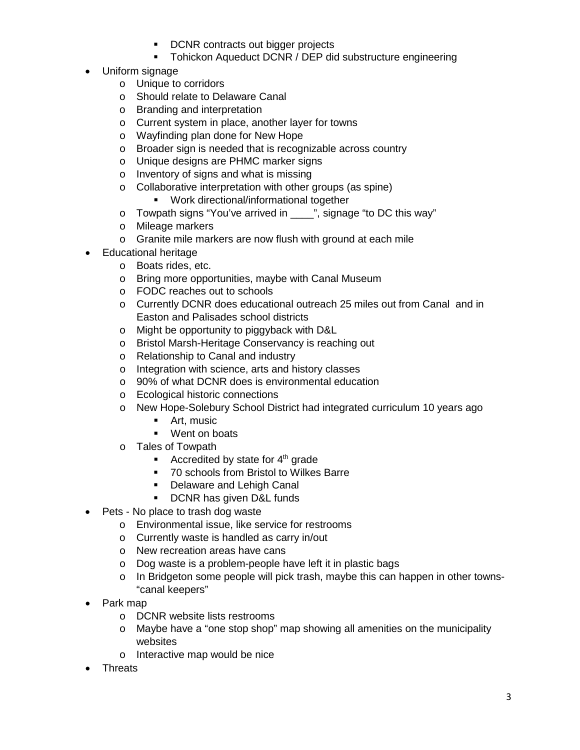- DCNR contracts out bigger projects
        - Tohickon Aqueduct DCNR / DEP did substructure engineering
- Uniform signage
    - Unique to corridors
    - Should relate to Delaware Canal
    - Branding and interpretation
    - Current system in place, another layer for towns
    - Wayfinding plan done for New Hope
    - Broader sign is needed that is recognizable across country
    - Unique designs are PHMC marker signs
    - Inventory of signs and what is missing
    - Collaborative interpretation with other groups (as spine)
        - Work directional/informational together
    - Towpath signs "You've arrived in ____", signage "to DC this way"
    - Mileage markers
    - Granite mile markers are now flush with ground at each mile
- Educational heritage
    - Boats rides, etc.
    - Bring more opportunities, maybe with Canal Museum
    - FODC reaches out to schools
    - Currently DCNR does educational outreach 25 miles out from Canal and in Easton and Palisades school districts
    - Might be opportunity to piggyback with D&L
    - Bristol Marsh-Heritage Conservancy is reaching out
    - Relationship to Canal and industry
    - Integration with science, arts and history classes
    - 90% of what DCNR does is environmental education
    - Ecological historic connections
    - New Hope-Solebury School District had integrated curriculum 10 years ago
        - Art, music
        - Went on boats
    - Tales of Towpath
        - Accredited by state for 4th grade
        - 70 schools from Bristol to Wilkes Barre
        - Delaware and Lehigh Canal
        - DCNR has given D&L funds
- Pets - No place to trash dog waste
    - Environmental issue, like service for restrooms
    - Currently waste is handled as carry in/out
    - New recreation areas have cans
    - Dog waste is a problem-people have left it in plastic bags
    - In Bridgeton some people will pick trash, maybe this can happen in other towns- "canal keepers"
- Park map
    - DCNR website lists restrooms
    - Maybe have a "one stop shop" map showing all amenities on the municipality websites
    - Interactive map would be nice
- Threats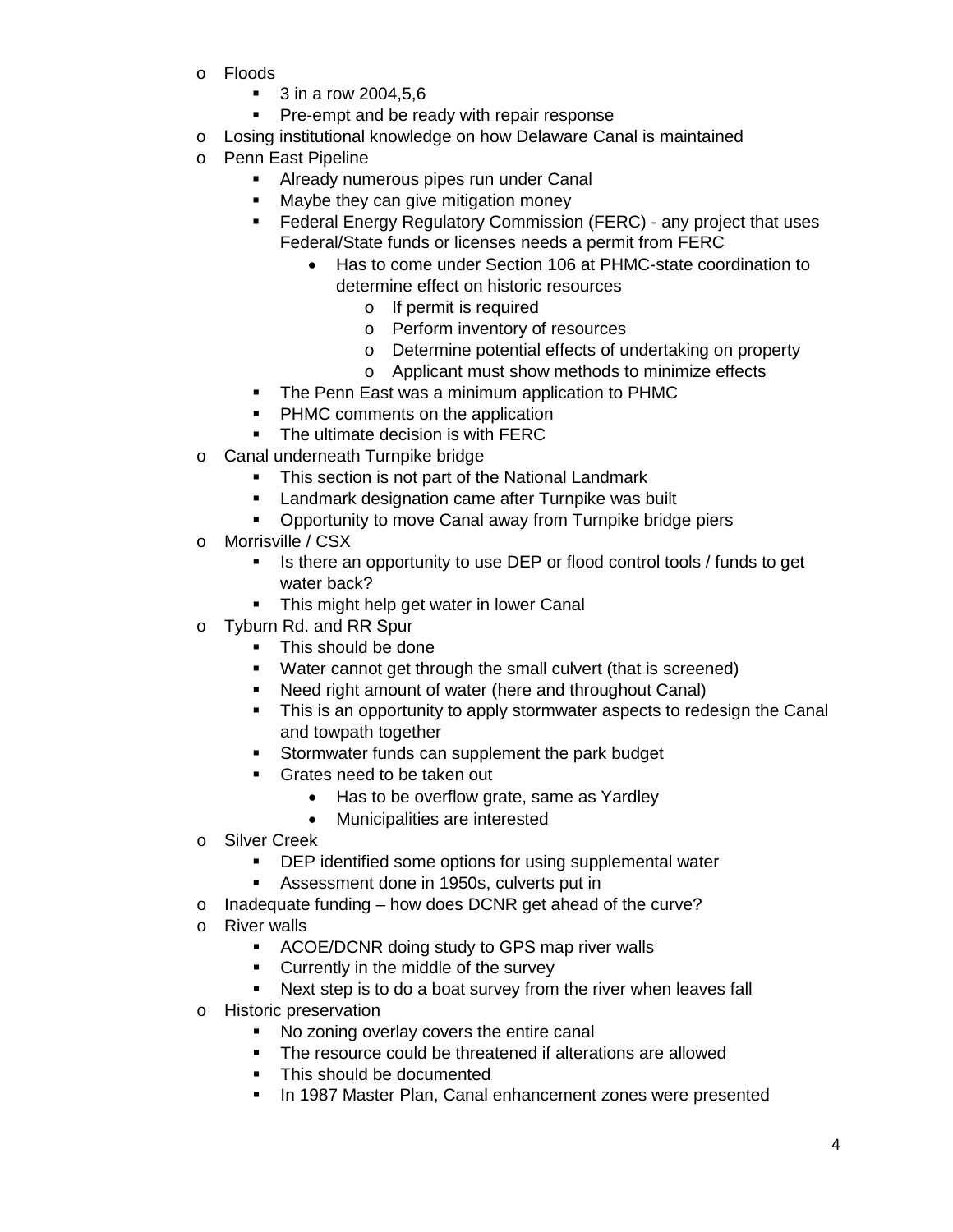- Floods
    - 3 in a row 2004,5,6
    - Pre-empt and be ready with repair response
- Losing institutional knowledge on how Delaware Canal is maintained
- Penn East Pipeline
    - Already numerous pipes run under Canal
    - Maybe they can give mitigation money
    - Federal Energy Regulatory Commission (FERC) - any project that uses Federal/State funds or licenses needs a permit from FERC
        - Has to come under Section 106 at PHMC-state coordination to determine effect on historic resources
            - If permit is required
            - Perform inventory of resources
            - Determine potential effects of undertaking on property
            - Applicant must show methods to minimize effects
    - The Penn East was a minimum application to PHMC
    - PHMC comments on the application
    - The ultimate decision is with FERC
- Canal underneath Turnpike bridge
    - This section is not part of the National Landmark
    - Landmark designation came after Turnpike was built
    - Opportunity to move Canal away from Turnpike bridge piers
- Morrisville / CSX
    - Is there an opportunity to use DEP or flood control tools / funds to get water back?
    - This might help get water in lower Canal
- Tyburn Rd. and RR Spur
    - This should be done
    - Water cannot get through the small culvert (that is screened)
    - Need right amount of water (here and throughout Canal)
    - This is an opportunity to apply stormwater aspects to redesign the Canal and towpath together
    - Stormwater funds can supplement the park budget
    - Grates need to be taken out
        - Has to be overflow grate, same as Yardley
        - Municipalities are interested
- Silver Creek
    - DEP identified some options for using supplemental water
    - Assessment done in 1950s, culverts put in
- Inadequate funding – how does DCNR get ahead of the curve?
- River walls
    - ACOE/DCNR doing study to GPS map river walls
    - Currently in the middle of the survey
    - Next step is to do a boat survey from the river when leaves fall
- Historic preservation
    - No zoning overlay covers the entire canal
    - The resource could be threatened if alterations are allowed
    - This should be documented
    - In 1987 Master Plan, Canal enhancement zones were presented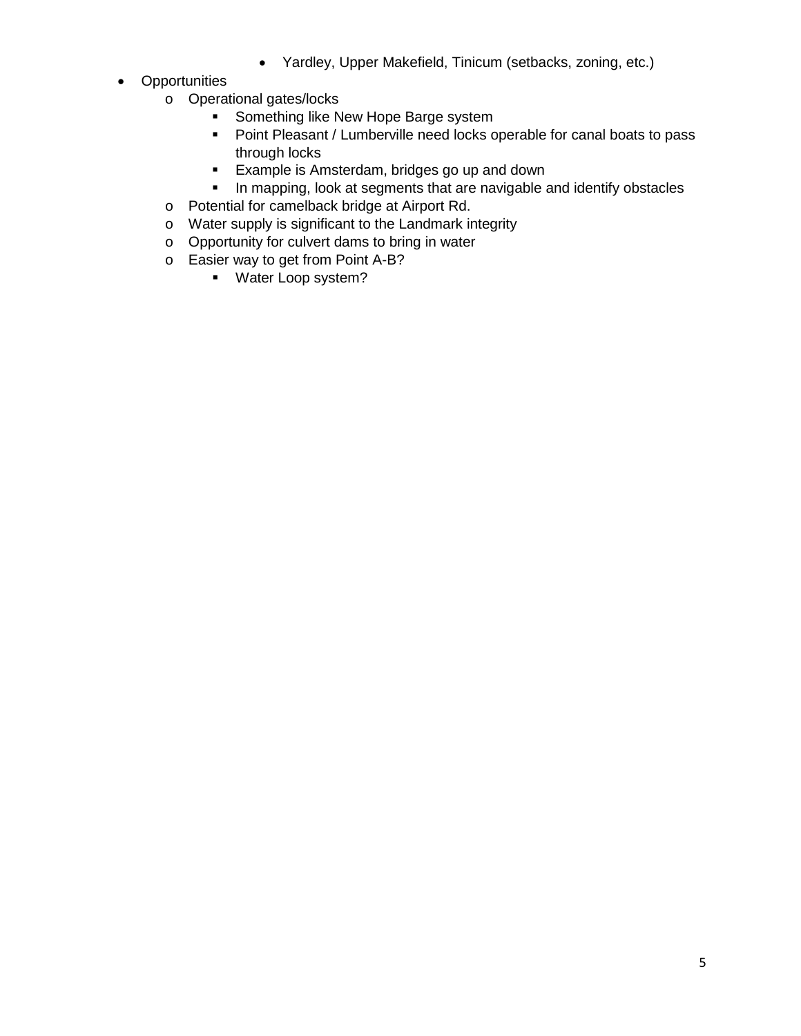- Yardley, Upper Makefield, Tinicum (setbacks, zoning, etc.)
- Opportunities
    - Operational gates/locks
        - Something like New Hope Barge system
        - Point Pleasant / Lumberville need locks operable for canal boats to pass through locks
        - Example is Amsterdam, bridges go up and down
        - In mapping, look at segments that are navigable and identify obstacles
    - Potential for camelback bridge at Airport Rd.
    - Water supply is significant to the Landmark integrity
    - Opportunity for culvert dams to bring in water
    - Easier way to get from Point A-B?
        - Water Loop system?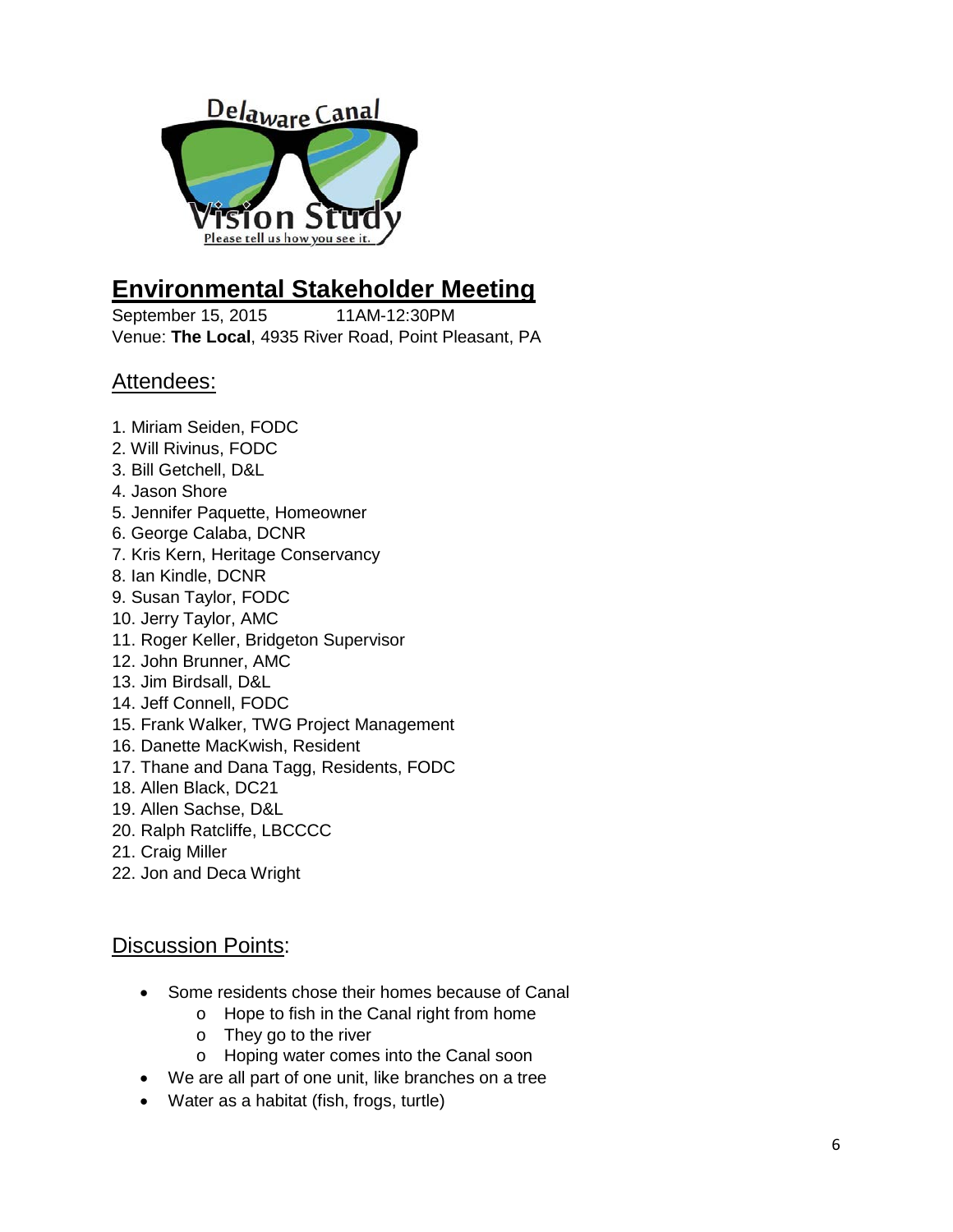## Environmental Stakeholder Meeting

September 15, 2015 11AM-12:30PM
Venue: **The Local**, 4935 River Road, Point Pleasant, PA

### Attendees:

1. Miriam Seiden, FODC
2. Will Rivinus, FODC
3. Bill Getchell, D&L
4. Jason Shore
5. Jennifer Paquette, Homeowner
6. George Calaba, DCNR
7. Kris Kern, Heritage Conservancy
8. Ian Kindle, DCNR
9. Susan Taylor, FODC
10. Jerry Taylor, AMC
11. Roger Keller, Bridgeton Supervisor
12. John Brunner, AMC
13. Jim Birdsall, D&L
14. Jeff Connell, FODC
15. Frank Walker, TWG Project Management
16. Danette MacKwish, Resident
17. Thane and Dana Tagg, Residents, FODC
18. Allen Black, DC21
19. Allen Sachse, D&L
20. Ralph Ratcliffe, LBCCCC
21. Craig Miller
22. Jon and Deca Wright

### Discussion Points:

- Some residents chose their homes because of Canal
  - Hope to fish in the Canal right from home
  - They go to the river
  - Hoping water comes into the Canal soon
- We are all part of one unit, like branches on a tree
- Water as a habitat (fish, frogs, turtle)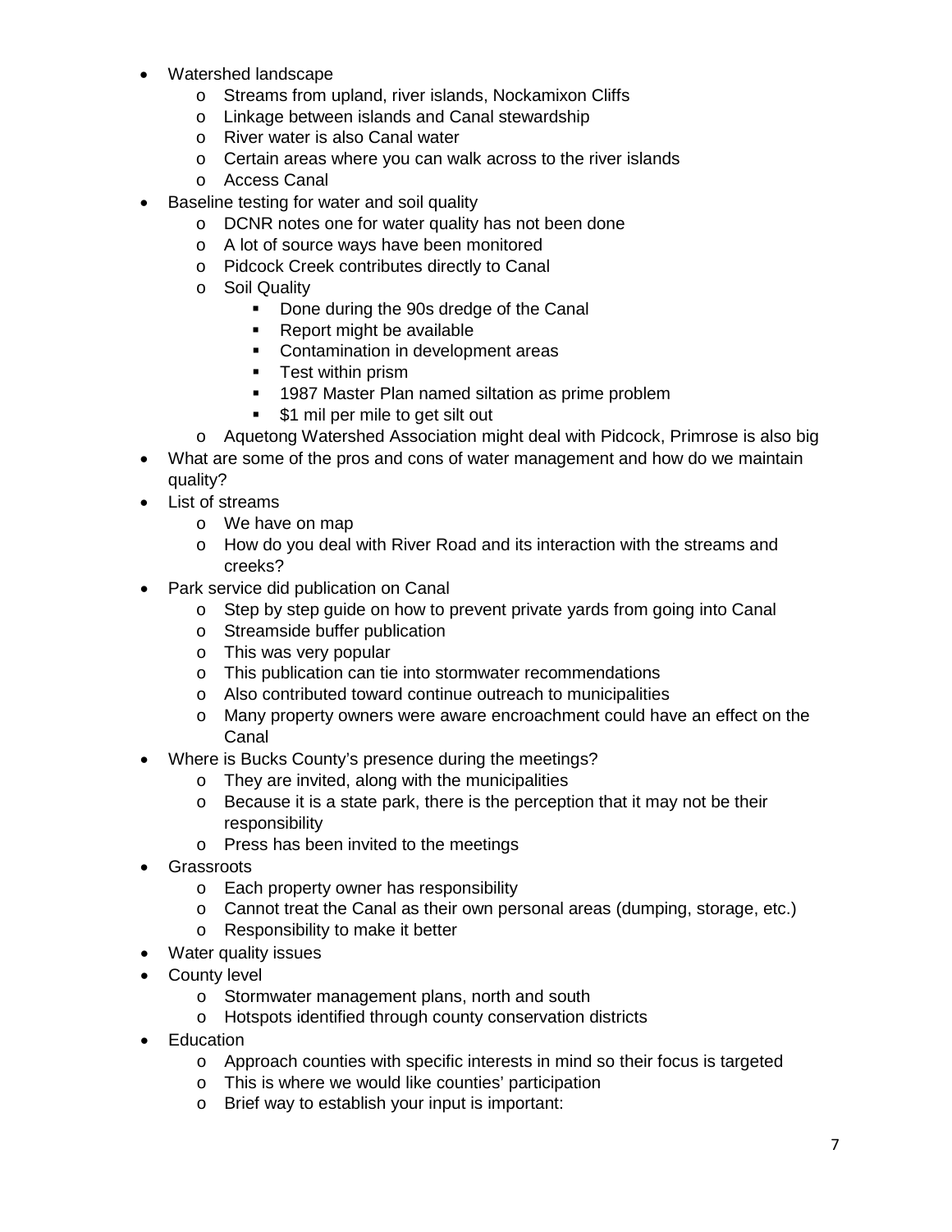- Watershed landscape
    - Streams from upland, river islands, Nockamixon Cliffs
    - Linkage between islands and Canal stewardship
    - River water is also Canal water
    - Certain areas where you can walk across to the river islands
    - Access Canal
- Baseline testing for water and soil quality
    - DCNR notes one for water quality has not been done
    - A lot of source ways have been monitored
    - Pidcock Creek contributes directly to Canal
    - Soil Quality
        - Done during the 90s dredge of the Canal
        - Report might be available
        - Contamination in development areas
        - Test within prism
        - 1987 Master Plan named siltation as prime problem
        - $1 mil per mile to get silt out
    - Aquetong Watershed Association might deal with Pidcock, Primrose is also big
- What are some of the pros and cons of water management and how do we maintain quality?
- List of streams
    - We have on map
    - How do you deal with River Road and its interaction with the streams and creeks?
- Park service did publication on Canal
    - Step by step guide on how to prevent private yards from going into Canal
    - Streamside buffer publication
    - This was very popular
    - This publication can tie into stormwater recommendations
    - Also contributed toward continue outreach to municipalities
    - Many property owners were aware encroachment could have an effect on the Canal
- Where is Bucks County's presence during the meetings?
    - They are invited, along with the municipalities
    - Because it is a state park, there is the perception that it may not be their responsibility
    - Press has been invited to the meetings
- Grassroots
    - Each property owner has responsibility
    - Cannot treat the Canal as their own personal areas (dumping, storage, etc.)
    - Responsibility to make it better
- Water quality issues
- County level
    - Stormwater management plans, north and south
    - Hotspots identified through county conservation districts
- Education
    - Approach counties with specific interests in mind so their focus is targeted
    - This is where we would like counties' participation
    - Brief way to establish your input is important: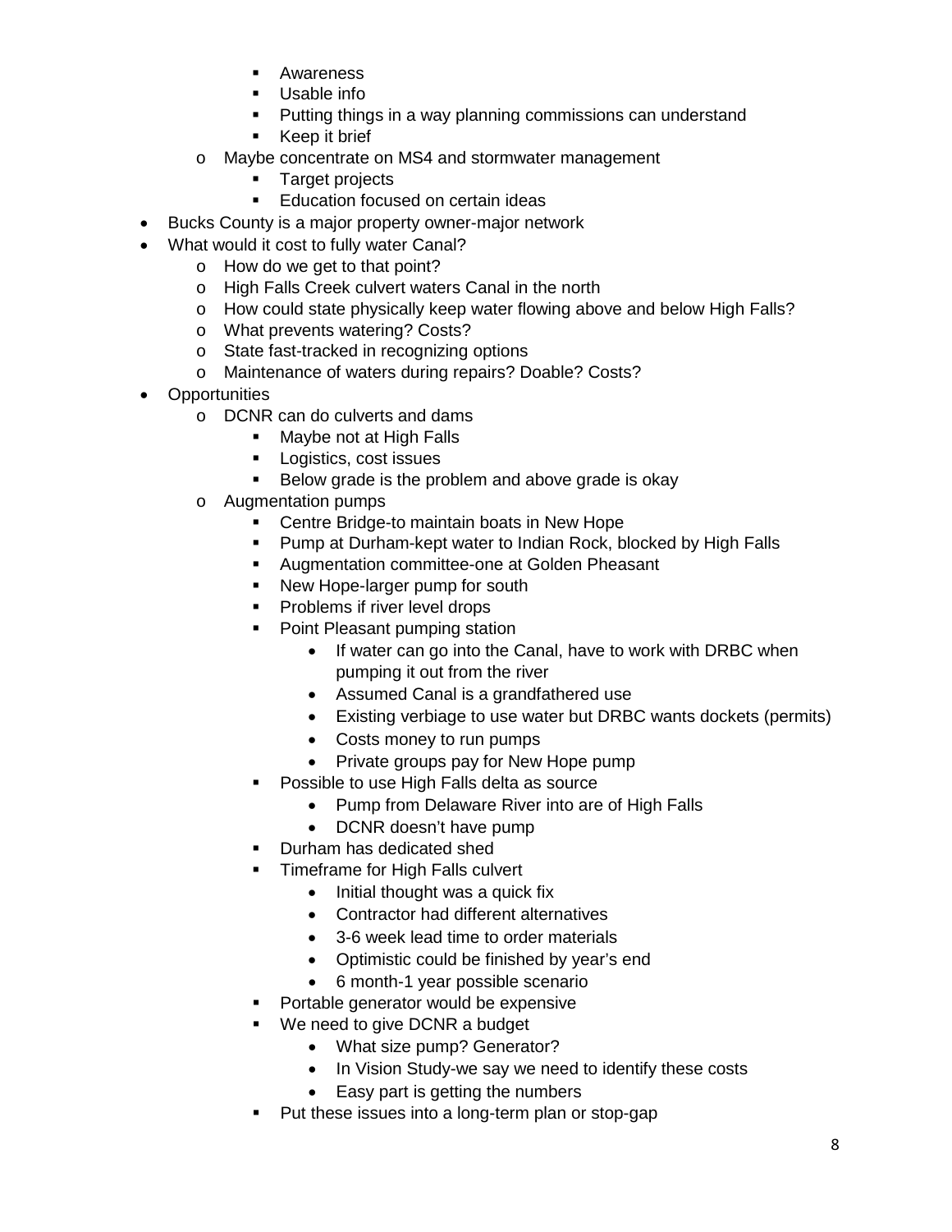- Awareness
    - Usable info
    - Putting things in a way planning commissions can understand
    - Keep it brief
  - Maybe concentrate on MS4 and stormwater management
    - Target projects
    - Education focused on certain ideas
- Bucks County is a major property owner-major network
- What would it cost to fully water Canal?
  - How do we get to that point?
  - High Falls Creek culvert waters Canal in the north
  - How could state physically keep water flowing above and below High Falls?
  - What prevents watering? Costs?
  - State fast-tracked in recognizing options
  - Maintenance of waters during repairs? Doable? Costs?
- Opportunities
  - DCNR can do culverts and dams
    - Maybe not at High Falls
    - Logistics, cost issues
    - Below grade is the problem and above grade is okay
  - Augmentation pumps
    - Centre Bridge-to maintain boats in New Hope
    - Pump at Durham-kept water to Indian Rock, blocked by High Falls
    - Augmentation committee-one at Golden Pheasant
    - New Hope-larger pump for south
    - Problems if river level drops
    - Point Pleasant pumping station
      - If water can go into the Canal, have to work with DRBC when pumping it out from the river
      - Assumed Canal is a grandfathered use
      - Existing verbiage to use water but DRBC wants dockets (permits)
      - Costs money to run pumps
      - Private groups pay for New Hope pump
    - Possible to use High Falls delta as source
      - Pump from Delaware River into are of High Falls
      - DCNR doesn't have pump
    - Durham has dedicated shed
    - Timeframe for High Falls culvert
      - Initial thought was a quick fix
      - Contractor had different alternatives
      - 3-6 week lead time to order materials
      - Optimistic could be finished by year's end
      - 6 month-1 year possible scenario
    - Portable generator would be expensive
    - We need to give DCNR a budget
      - What size pump? Generator?
      - In Vision Study-we say we need to identify these costs
      - Easy part is getting the numbers
    - Put these issues into a long-term plan or stop-gap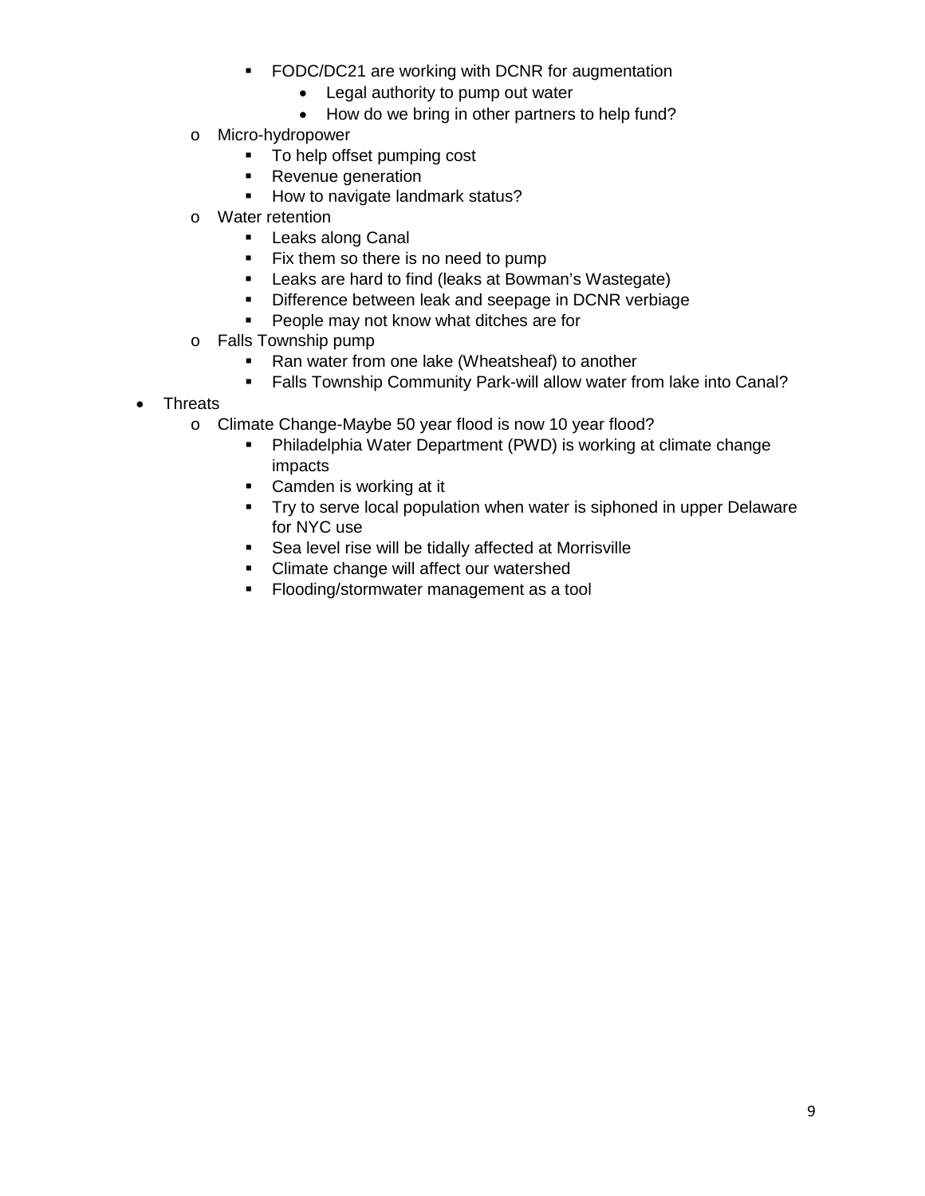- FODC/DC21 are working with DCNR for augmentation
            - Legal authority to pump out water
            - How do we bring in other partners to help fund?
    - Micro-hydropower
        - To help offset pumping cost
        - Revenue generation
        - How to navigate landmark status?
    - Water retention
        - Leaks along Canal
        - Fix them so there is no need to pump
        - Leaks are hard to find (leaks at Bowman's Wastegate)
        - Difference between leak and seepage in DCNR verbiage
        - People may not know what ditches are for
    - Falls Township pump
        - Ran water from one lake (Wheatsheaf) to another
        - Falls Township Community Park-will allow water from lake into Canal?
- Threats
    - Climate Change-Maybe 50 year flood is now 10 year flood?
        - Philadelphia Water Department (PWD) is working at climate change impacts
        - Camden is working at it
        - Try to serve local population when water is siphoned in upper Delaware for NYC use
        - Sea level rise will be tidally affected at Morrisville
        - Climate change will affect our watershed
        - Flooding/stormwater management as a tool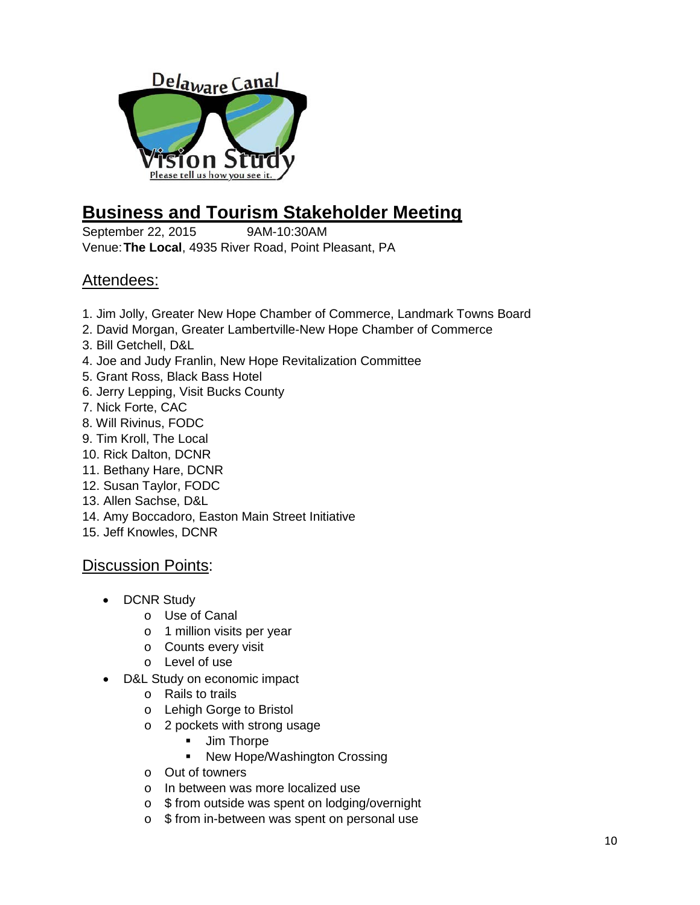## Business and Tourism Stakeholder Meeting

September 22, 2015 9AM-10:30AM
Venue: **The Local**, 4935 River Road, Point Pleasant, PA

### Attendees:

1. Jim Jolly, Greater New Hope Chamber of Commerce, Landmark Towns Board
2. David Morgan, Greater Lambertville-New Hope Chamber of Commerce
3. Bill Getchell, D&L
4. Joe and Judy Franlin, New Hope Revitalization Committee
5. Grant Ross, Black Bass Hotel
6. Jerry Lepping, Visit Bucks County
7. Nick Forte, CAC
8. Will Rivinus, FODC
9. Tim Kroll, The Local
10. Rick Dalton, DCNR
11. Bethany Hare, DCNR
12. Susan Taylor, FODC
13. Allen Sachse, D&L
14. Amy Boccadoro, Easton Main Street Initiative
15. Jeff Knowles, DCNR

### Discussion Points:

- DCNR Study
  - Use of Canal
  - 1 million visits per year
  - Counts every visit
  - Level of use
- D&L Study on economic impact
  - Rails to trails
  - Lehigh Gorge to Bristol
  - 2 pockets with strong usage
    - Jim Thorpe
    - New Hope/Washington Crossing
  - Out of towners
  - In between was more localized use
  - $ from outside was spent on lodging/overnight
  - $ from in-between was spent on personal use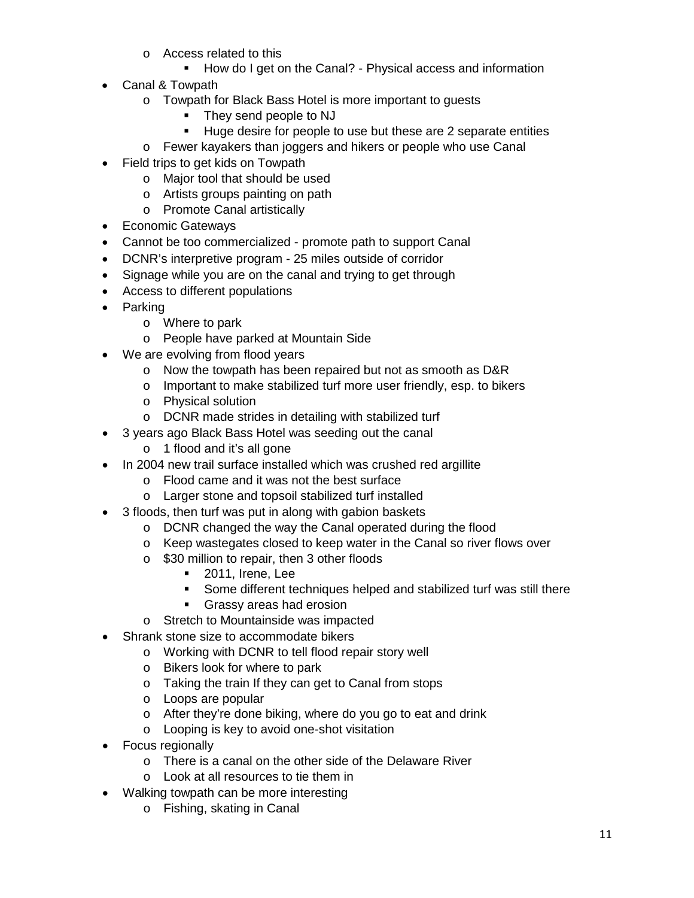- Access related to this
    - How do I get on the Canal? - Physical access and information
- Canal & Towpath
  - Towpath for Black Bass Hotel is more important to guests
    - They send people to NJ
    - Huge desire for people to use but these are 2 separate entities
  - Fewer kayakers than joggers and hikers or people who use Canal
- Field trips to get kids on Towpath
  - Major tool that should be used
  - Artists groups painting on path
  - Promote Canal artistically
- Economic Gateways
- Cannot be too commercialized - promote path to support Canal
- DCNR's interpretive program - 25 miles outside of corridor
- Signage while you are on the canal and trying to get through
- Access to different populations
- Parking
  - Where to park
  - People have parked at Mountain Side
- We are evolving from flood years
  - Now the towpath has been repaired but not as smooth as D&R
  - Important to make stabilized turf more user friendly, esp. to bikers
  - Physical solution
  - DCNR made strides in detailing with stabilized turf
- 3 years ago Black Bass Hotel was seeding out the canal
  - 1 flood and it's all gone
- In 2004 new trail surface installed which was crushed red argillite
  - Flood came and it was not the best surface
  - Larger stone and topsoil stabilized turf installed
- 3 floods, then turf was put in along with gabion baskets
  - DCNR changed the way the Canal operated during the flood
  - Keep wastegates closed to keep water in the Canal so river flows over
  - $30 million to repair, then 3 other floods
    - 2011, Irene, Lee
    - Some different techniques helped and stabilized turf was still there
    - Grassy areas had erosion
  - Stretch to Mountainside was impacted
- Shrank stone size to accommodate bikers
  - Working with DCNR to tell flood repair story well
  - Bikers look for where to park
  - Taking the train If they can get to Canal from stops
  - Loops are popular
  - After they're done biking, where do you go to eat and drink
  - Looping is key to avoid one-shot visitation
- Focus regionally
  - There is a canal on the other side of the Delaware River
  - Look at all resources to tie them in
- Walking towpath can be more interesting
  - Fishing, skating in Canal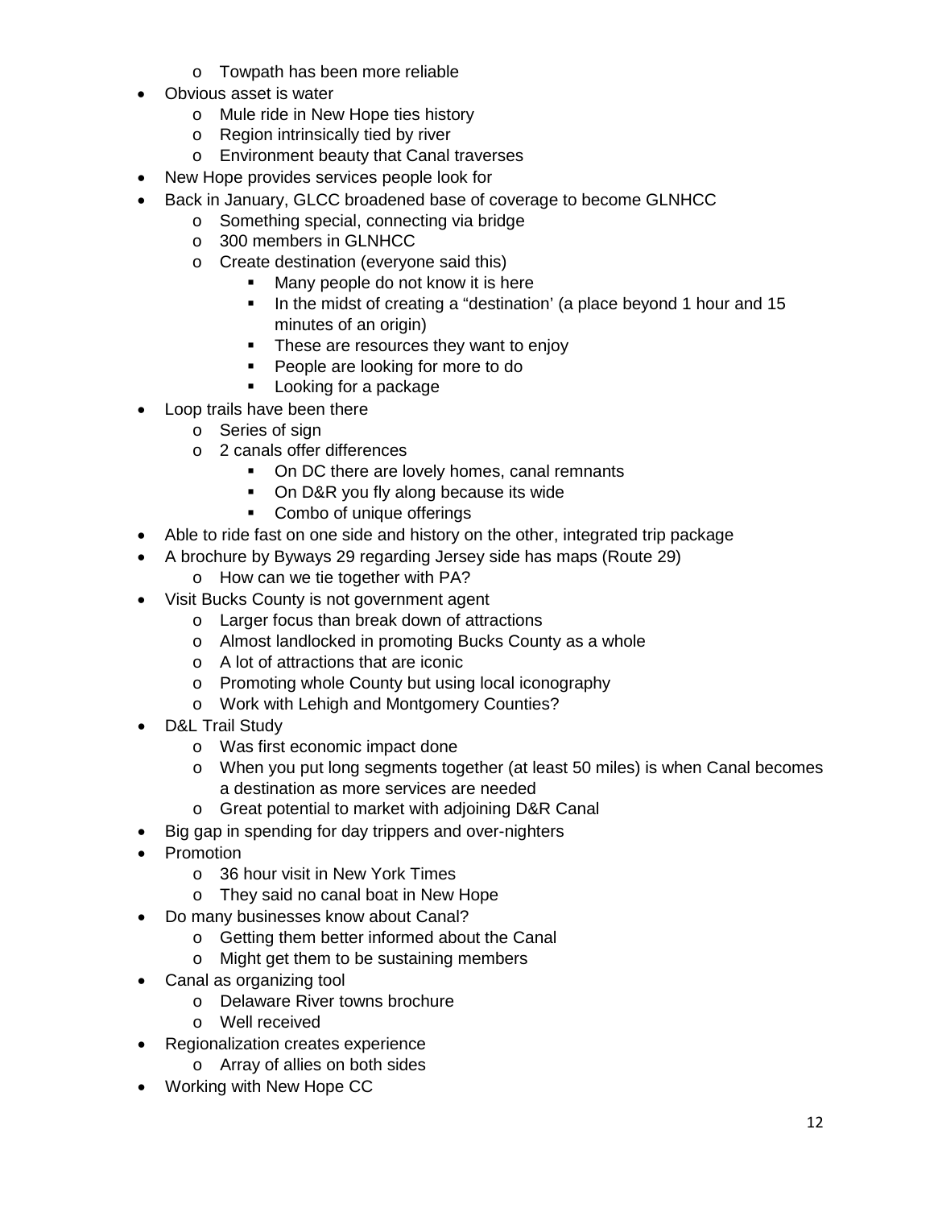- Towpath has been more reliable
- Obvious asset is water
  - Mule ride in New Hope ties history
  - Region intrinsically tied by river
  - Environment beauty that Canal traverses
- New Hope provides services people look for
- Back in January, GLCC broadened base of coverage to become GLNHCC
  - Something special, connecting via bridge
  - 300 members in GLNHCC
  - Create destination (everyone said this)
    - Many people do not know it is here
    - In the midst of creating a "destination' (a place beyond 1 hour and 15 minutes of an origin)
    - These are resources they want to enjoy
    - People are looking for more to do
    - Looking for a package
- Loop trails have been there
  - Series of sign
  - 2 canals offer differences
    - On DC there are lovely homes, canal remnants
    - On D&R you fly along because its wide
    - Combo of unique offerings
- Able to ride fast on one side and history on the other, integrated trip package
- A brochure by Byways 29 regarding Jersey side has maps (Route 29)
  - How can we tie together with PA?
- Visit Bucks County is not government agent
  - Larger focus than break down of attractions
  - Almost landlocked in promoting Bucks County as a whole
  - A lot of attractions that are iconic
  - Promoting whole County but using local iconography
  - Work with Lehigh and Montgomery Counties?
- D&L Trail Study
  - Was first economic impact done
  - When you put long segments together (at least 50 miles) is when Canal becomes a destination as more services are needed
  - Great potential to market with adjoining D&R Canal
- Big gap in spending for day trippers and over-nighters
- Promotion
  - 36 hour visit in New York Times
  - They said no canal boat in New Hope
- Do many businesses know about Canal?
  - Getting them better informed about the Canal
  - Might get them to be sustaining members
- Canal as organizing tool
  - Delaware River towns brochure
  - Well received
- Regionalization creates experience
  - Array of allies on both sides
- Working with New Hope CC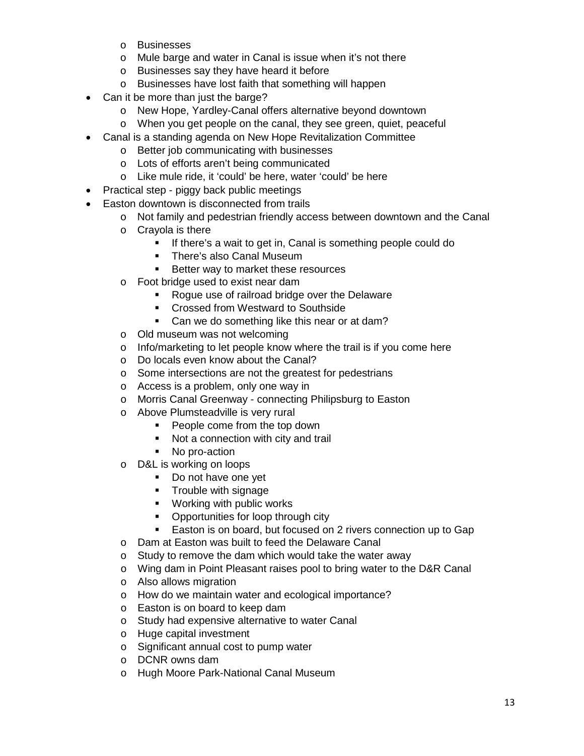- Businesses
  - Mule barge and water in Canal is issue when it's not there
  - Businesses say they have heard it before
  - Businesses have lost faith that something will happen
- Can it be more than just the barge?
  - New Hope, Yardley-Canal offers alternative beyond downtown
  - When you get people on the canal, they see green, quiet, peaceful
- Canal is a standing agenda on New Hope Revitalization Committee
  - Better job communicating with businesses
  - Lots of efforts aren't being communicated
  - Like mule ride, it 'could' be here, water 'could' be here
- Practical step - piggy back public meetings
- Easton downtown is disconnected from trails
  - Not family and pedestrian friendly access between downtown and the Canal
  - Crayola is there
    - If there's a wait to get in, Canal is something people could do
    - There's also Canal Museum
    - Better way to market these resources
  - Foot bridge used to exist near dam
    - Rogue use of railroad bridge over the Delaware
    - Crossed from Westward to Southside
    - Can we do something like this near or at dam?
  - Old museum was not welcoming
  - Info/marketing to let people know where the trail is if you come here
  - Do locals even know about the Canal?
  - Some intersections are not the greatest for pedestrians
  - Access is a problem, only one way in
  - Morris Canal Greenway - connecting Philipsburg to Easton
  - Above Plumsteadville is very rural
    - People come from the top down
    - Not a connection with city and trail
    - No pro-action
  - D&L is working on loops
    - Do not have one yet
    - Trouble with signage
    - Working with public works
    - Opportunities for loop through city
    - Easton is on board, but focused on 2 rivers connection up to Gap
  - Dam at Easton was built to feed the Delaware Canal
  - Study to remove the dam which would take the water away
  - Wing dam in Point Pleasant raises pool to bring water to the D&R Canal
  - Also allows migration
  - How do we maintain water and ecological importance?
  - Easton is on board to keep dam
  - Study had expensive alternative to water Canal
  - Huge capital investment
  - Significant annual cost to pump water
  - DCNR owns dam
  - Hugh Moore Park-National Canal Museum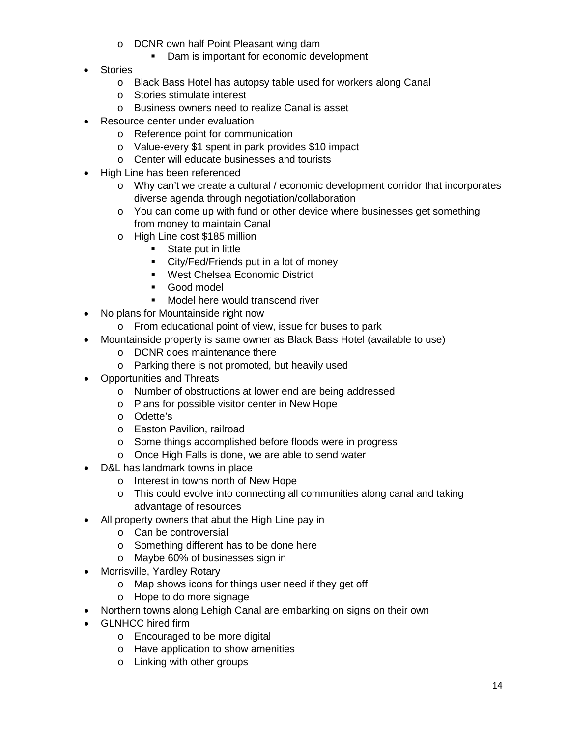- DCNR own half Point Pleasant wing dam
    - Dam is important for economic development
- Stories
  - Black Bass Hotel has autopsy table used for workers along Canal
  - Stories stimulate interest
  - Business owners need to realize Canal is asset
- Resource center under evaluation
  - Reference point for communication
  - Value-every $1 spent in park provides $10 impact
  - Center will educate businesses and tourists
- High Line has been referenced
  - Why can't we create a cultural / economic development corridor that incorporates diverse agenda through negotiation/collaboration
  - You can come up with fund or other device where businesses get something from money to maintain Canal
  - High Line cost $185 million
    - State put in little
    - City/Fed/Friends put in a lot of money
    - West Chelsea Economic District
    - Good model
    - Model here would transcend river
- No plans for Mountainside right now
  - From educational point of view, issue for buses to park
- Mountainside property is same owner as Black Bass Hotel (available to use)
  - DCNR does maintenance there
  - Parking there is not promoted, but heavily used
- Opportunities and Threats
  - Number of obstructions at lower end are being addressed
  - Plans for possible visitor center in New Hope
  - Odette's
  - Easton Pavilion, railroad
  - Some things accomplished before floods were in progress
  - Once High Falls is done, we are able to send water
- D&L has landmark towns in place
  - Interest in towns north of New Hope
  - This could evolve into connecting all communities along canal and taking advantage of resources
- All property owners that abut the High Line pay in
  - Can be controversial
  - Something different has to be done here
  - Maybe 60% of businesses sign in
- Morrisville, Yardley Rotary
  - Map shows icons for things user need if they get off
  - Hope to do more signage
- Northern towns along Lehigh Canal are embarking on signs on their own
- GLNHCC hired firm
  - Encouraged to be more digital
  - Have application to show amenities
  - Linking with other groups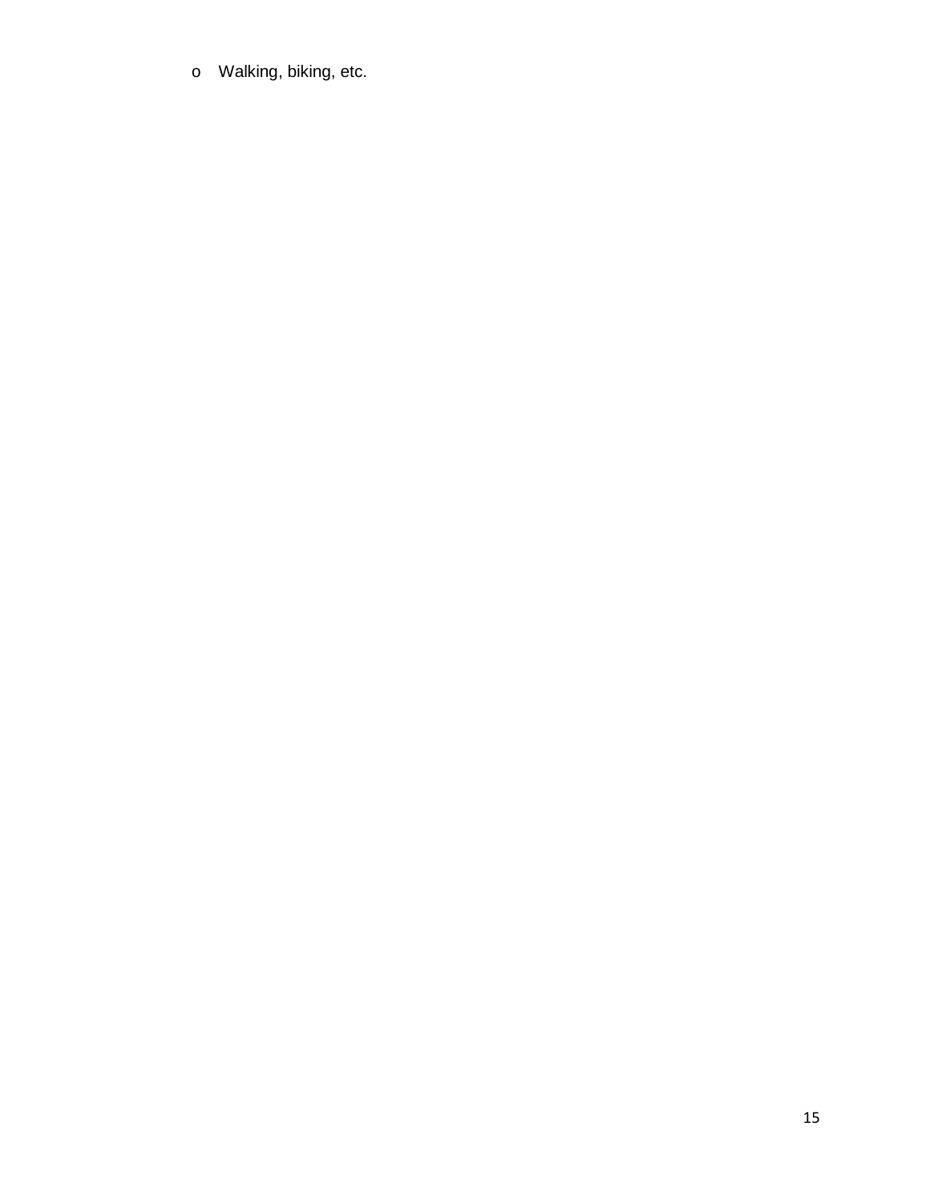- Walking, biking, etc.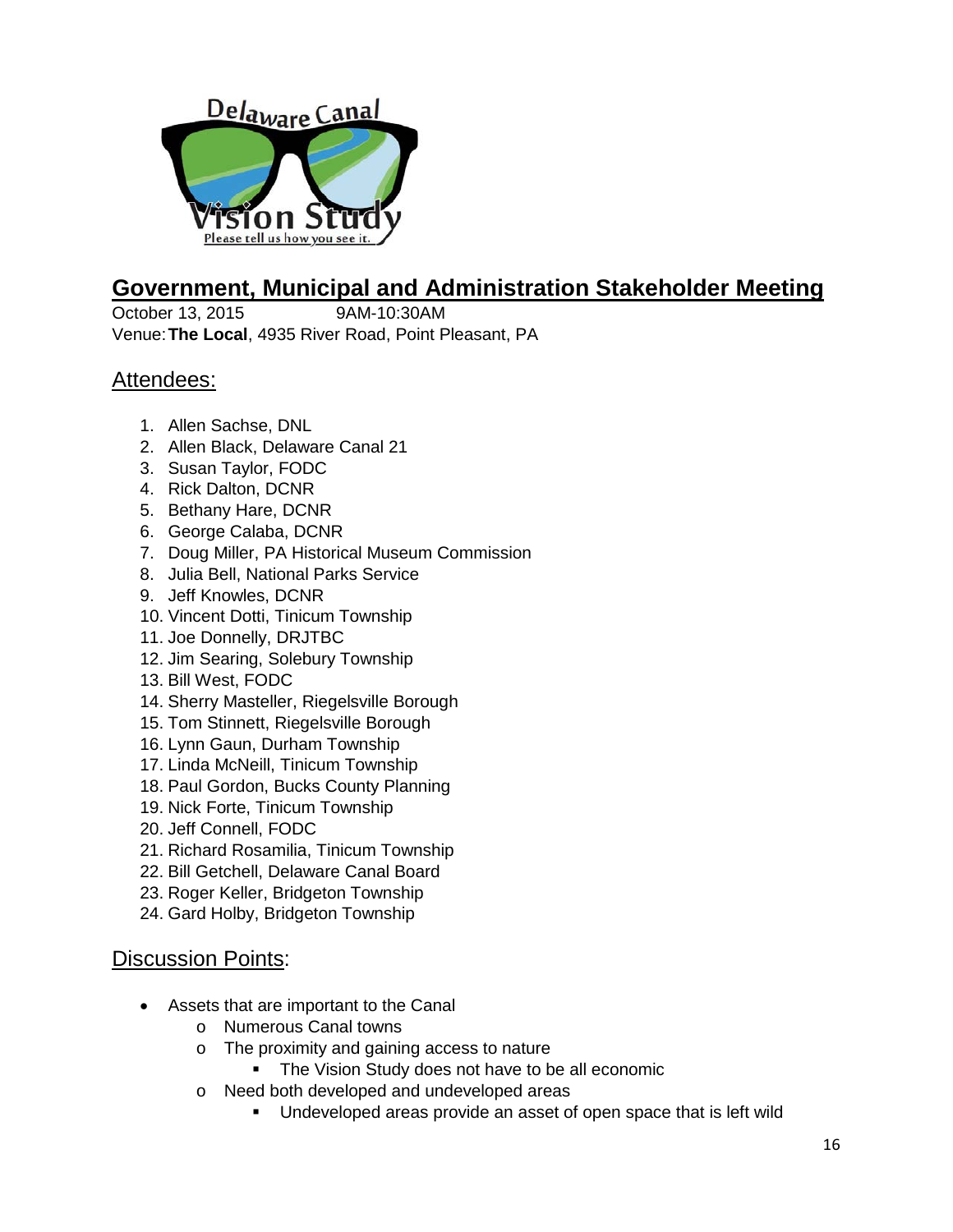## Government, Municipal and Administration Stakeholder Meeting

October 13, 2015 9AM-10:30AM

Venue: **The Local**, 4935 River Road, Point Pleasant, PA

### Attendees:

1. Allen Sachse, DNL
2. Allen Black, Delaware Canal 21
3. Susan Taylor, FODC
4. Rick Dalton, DCNR
5. Bethany Hare, DCNR
6. George Calaba, DCNR
7. Doug Miller, PA Historical Museum Commission
8. Julia Bell, National Parks Service
9. Jeff Knowles, DCNR
10. Vincent Dotti, Tinicum Township
11. Joe Donnelly, DRJTBC
12. Jim Searing, Solebury Township
13. Bill West, FODC
14. Sherry Masteller, Riegelsville Borough
15. Tom Stinnett, Riegelsville Borough
16. Lynn Gaun, Durham Township
17. Linda McNeill, Tinicum Township
18. Paul Gordon, Bucks County Planning
19. Nick Forte, Tinicum Township
20. Jeff Connell, FODC
21. Richard Rosamilia, Tinicum Township
22. Bill Getchell, Delaware Canal Board
23. Roger Keller, Bridgeton Township
24. Gard Holby, Bridgeton Township

### Discussion Points:

- Assets that are important to the Canal
  - Numerous Canal towns
  - The proximity and gaining access to nature
    - The Vision Study does not have to be all economic
  - Need both developed and undeveloped areas
    - Undeveloped areas provide an asset of open space that is left wild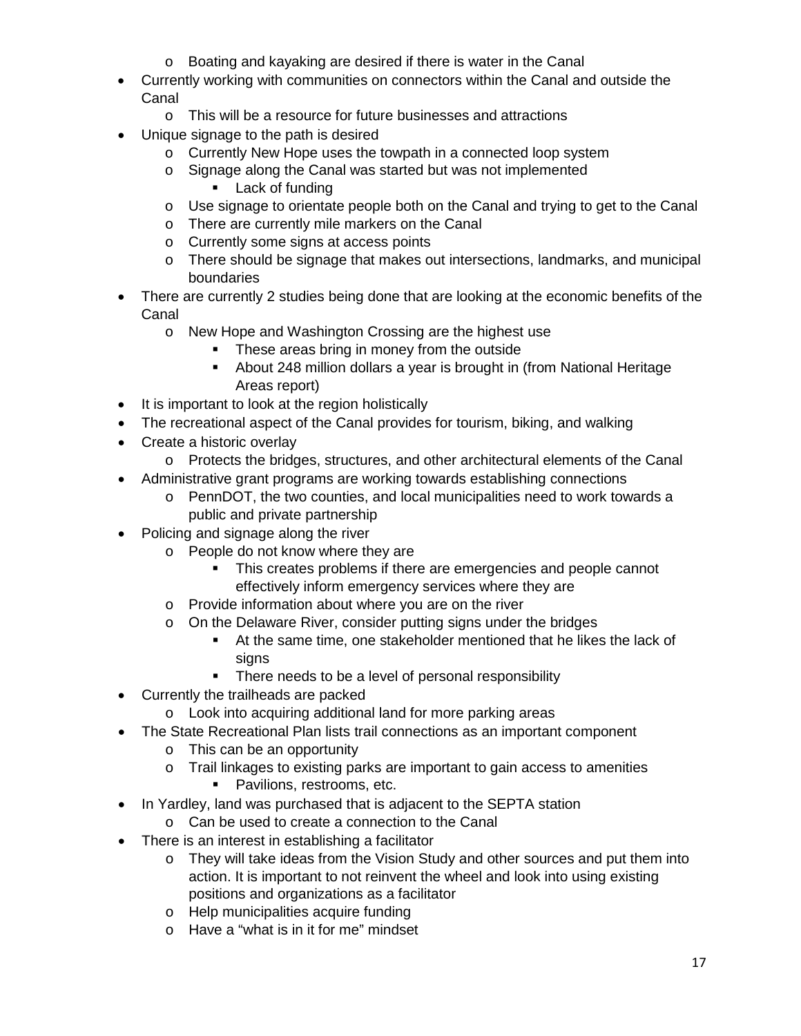- Boating and kayaking are desired if there is water in the Canal
- Currently working with communities on connectors within the Canal and outside the Canal
  - This will be a resource for future businesses and attractions
- Unique signage to the path is desired
  - Currently New Hope uses the towpath in a connected loop system
  - Signage along the Canal was started but was not implemented
    - Lack of funding
  - Use signage to orientate people both on the Canal and trying to get to the Canal
  - There are currently mile markers on the Canal
  - Currently some signs at access points
  - There should be signage that makes out intersections, landmarks, and municipal boundaries
- There are currently 2 studies being done that are looking at the economic benefits of the Canal
  - New Hope and Washington Crossing are the highest use
    - These areas bring in money from the outside
    - About 248 million dollars a year is brought in (from National Heritage Areas report)
- It is important to look at the region holistically
- The recreational aspect of the Canal provides for tourism, biking, and walking
- Create a historic overlay
  - Protects the bridges, structures, and other architectural elements of the Canal
- Administrative grant programs are working towards establishing connections
  - PennDOT, the two counties, and local municipalities need to work towards a public and private partnership
- Policing and signage along the river
  - People do not know where they are
    - This creates problems if there are emergencies and people cannot effectively inform emergency services where they are
  - Provide information about where you are on the river
  - On the Delaware River, consider putting signs under the bridges
    - At the same time, one stakeholder mentioned that he likes the lack of signs
    - There needs to be a level of personal responsibility
- Currently the trailheads are packed
  - Look into acquiring additional land for more parking areas
- The State Recreational Plan lists trail connections as an important component
  - This can be an opportunity
  - Trail linkages to existing parks are important to gain access to amenities
    - Pavilions, restrooms, etc.
- In Yardley, land was purchased that is adjacent to the SEPTA station
  - Can be used to create a connection to the Canal
- There is an interest in establishing a facilitator
  - They will take ideas from the Vision Study and other sources and put them into action. It is important to not reinvent the wheel and look into using existing positions and organizations as a facilitator
  - Help municipalities acquire funding
  - Have a "what is in it for me" mindset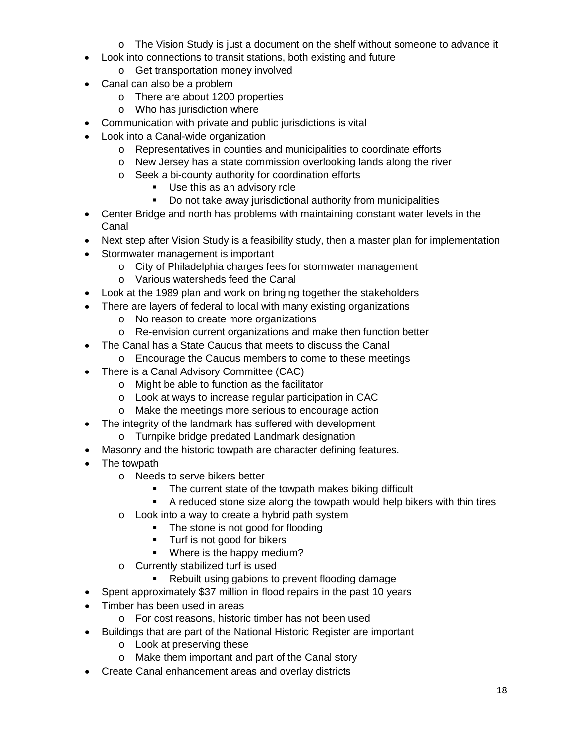- The Vision Study is just a document on the shelf without someone to advance it
- Look into connections to transit stations, both existing and future
  - Get transportation money involved
- Canal can also be a problem
  - There are about 1200 properties
  - Who has jurisdiction where
- Communication with private and public jurisdictions is vital
- Look into a Canal-wide organization
  - Representatives in counties and municipalities to coordinate efforts
  - New Jersey has a state commission overlooking lands along the river
  - Seek a bi-county authority for coordination efforts
    - Use this as an advisory role
    - Do not take away jurisdictional authority from municipalities
- Center Bridge and north has problems with maintaining constant water levels in the Canal
- Next step after Vision Study is a feasibility study, then a master plan for implementation
- Stormwater management is important
  - City of Philadelphia charges fees for stormwater management
  - Various watersheds feed the Canal
- Look at the 1989 plan and work on bringing together the stakeholders
- There are layers of federal to local with many existing organizations
  - No reason to create more organizations
  - Re-envision current organizations and make then function better
- The Canal has a State Caucus that meets to discuss the Canal
  - Encourage the Caucus members to come to these meetings
- There is a Canal Advisory Committee (CAC)
  - Might be able to function as the facilitator
  - Look at ways to increase regular participation in CAC
  - Make the meetings more serious to encourage action
- The integrity of the landmark has suffered with development
  - Turnpike bridge predated Landmark designation
- Masonry and the historic towpath are character defining features.
- The towpath
  - Needs to serve bikers better
    - The current state of the towpath makes biking difficult
    - A reduced stone size along the towpath would help bikers with thin tires
  - Look into a way to create a hybrid path system
    - The stone is not good for flooding
    - Turf is not good for bikers
    - Where is the happy medium?
  - Currently stabilized turf is used
    - Rebuilt using gabions to prevent flooding damage
- Spent approximately $37 million in flood repairs in the past 10 years
- Timber has been used in areas
  - For cost reasons, historic timber has not been used
- Buildings that are part of the National Historic Register are important
  - Look at preserving these
  - Make them important and part of the Canal story
- Create Canal enhancement areas and overlay districts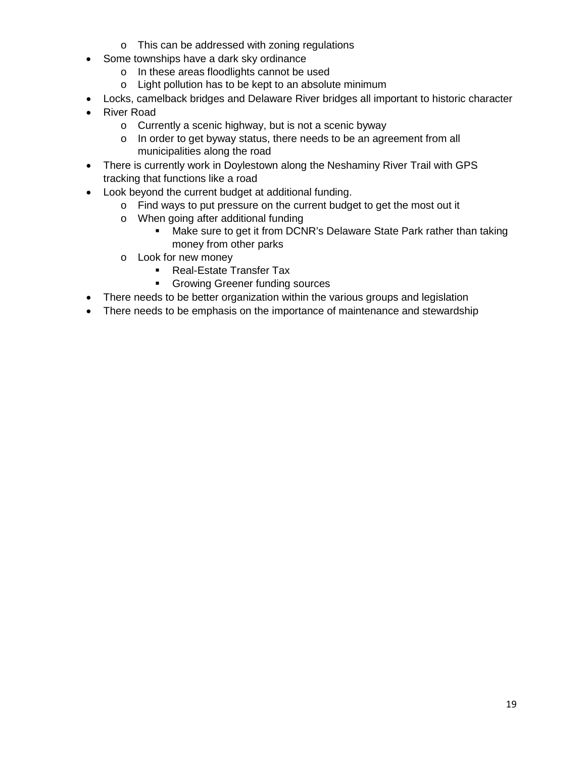- This can be addressed with zoning regulations
- Some townships have a dark sky ordinance
    - In these areas floodlights cannot be used
    - Light pollution has to be kept to an absolute minimum
- Locks, camelback bridges and Delaware River bridges all important to historic character
- River Road
    - Currently a scenic highway, but is not a scenic byway
    - In order to get byway status, there needs to be an agreement from all municipalities along the road
- There is currently work in Doylestown along the Neshaminy River Trail with GPS tracking that functions like a road
- Look beyond the current budget at additional funding.
    - Find ways to put pressure on the current budget to get the most out it
    - When going after additional funding
        - Make sure to get it from DCNR's Delaware State Park rather than taking money from other parks
    - Look for new money
        - Real-Estate Transfer Tax
        - Growing Greener funding sources
- There needs to be better organization within the various groups and legislation
- There needs to be emphasis on the importance of maintenance and stewardship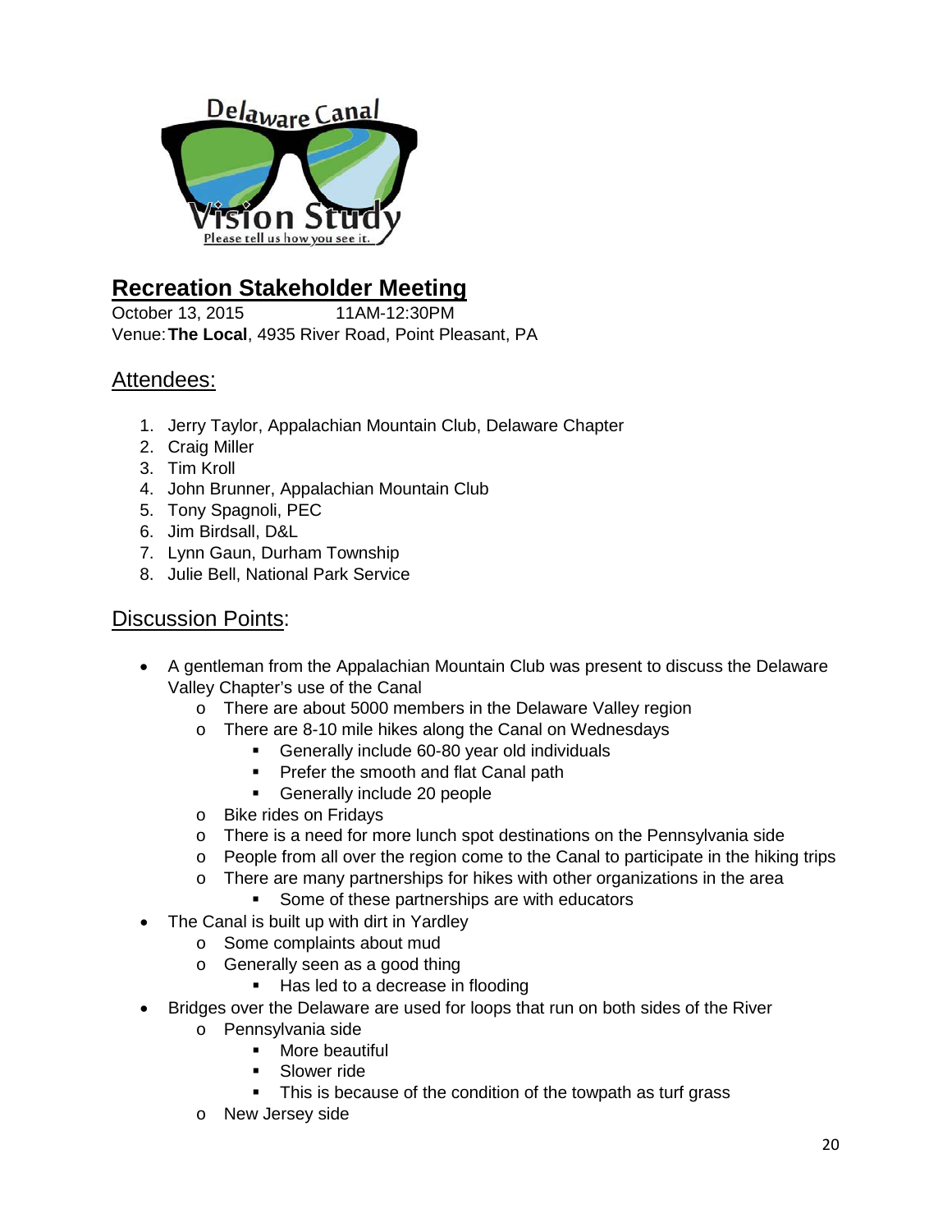## Recreation Stakeholder Meeting

October 13, 2015 11AM-12:30PM
Venue: **The Local**, 4935 River Road, Point Pleasant, PA

### Attendees:

1. Jerry Taylor, Appalachian Mountain Club, Delaware Chapter
2. Craig Miller
3. Tim Kroll
4. John Brunner, Appalachian Mountain Club
5. Tony Spagnoli, PEC
6. Jim Birdsall, D&L
7. Lynn Gaun, Durham Township
8. Julie Bell, National Park Service

### Discussion Points:

- A gentleman from the Appalachian Mountain Club was present to discuss the Delaware Valley Chapter's use of the Canal
  - There are about 5000 members in the Delaware Valley region
  - There are 8-10 mile hikes along the Canal on Wednesdays
    - Generally include 60-80 year old individuals
    - Prefer the smooth and flat Canal path
    - Generally include 20 people
  - Bike rides on Fridays
  - There is a need for more lunch spot destinations on the Pennsylvania side
  - People from all over the region come to the Canal to participate in the hiking trips
  - There are many partnerships for hikes with other organizations in the area
    - Some of these partnerships are with educators
- The Canal is built up with dirt in Yardley
  - Some complaints about mud
  - Generally seen as a good thing
    - Has led to a decrease in flooding
- Bridges over the Delaware are used for loops that run on both sides of the River
  - Pennsylvania side
    - More beautiful
    - Slower ride
    - This is because of the condition of the towpath as turf grass
  - New Jersey side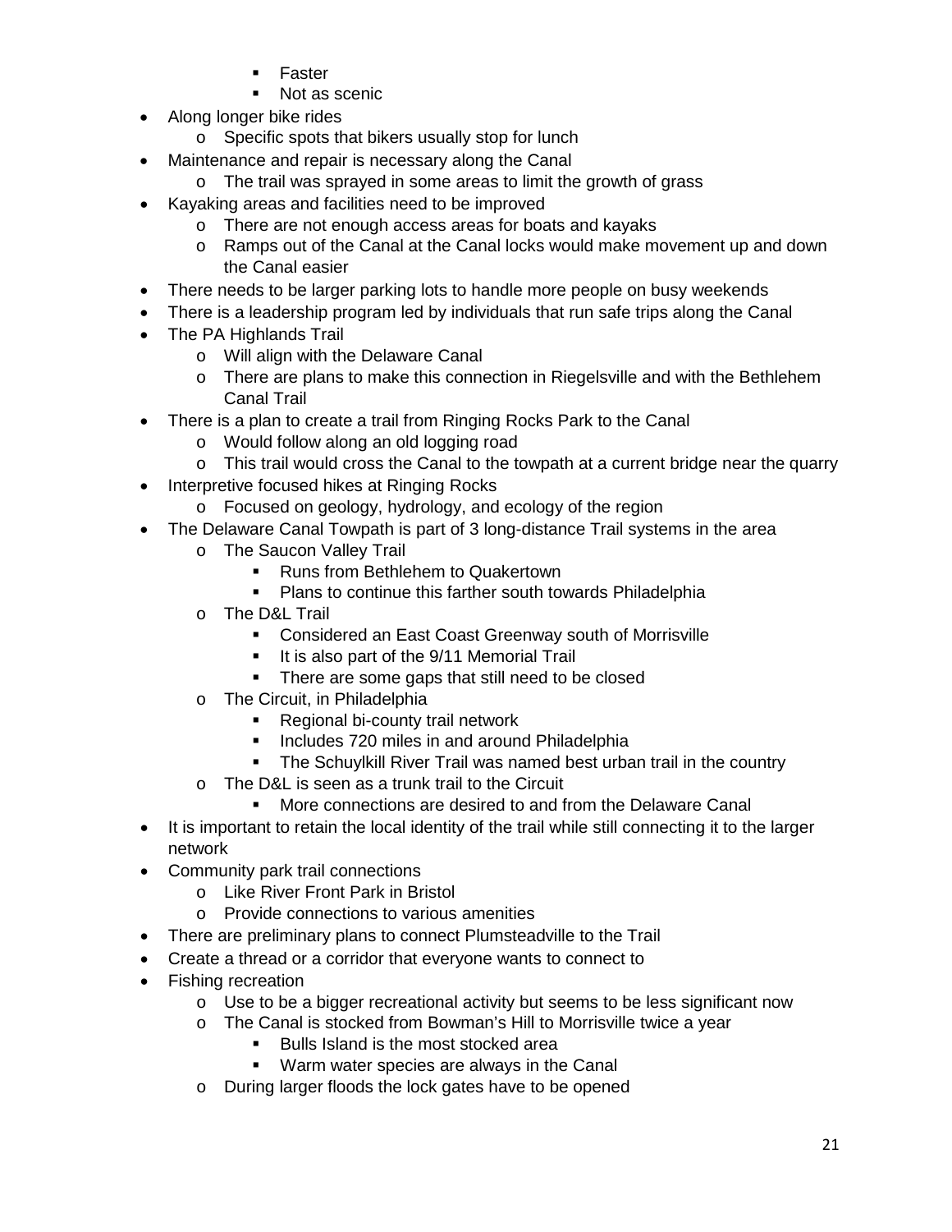- Faster
        - Not as scenic
- Along longer bike rides
    - Specific spots that bikers usually stop for lunch
- Maintenance and repair is necessary along the Canal
    - The trail was sprayed in some areas to limit the growth of grass
- Kayaking areas and facilities need to be improved
    - There are not enough access areas for boats and kayaks
    - Ramps out of the Canal at the Canal locks would make movement up and down the Canal easier
- There needs to be larger parking lots to handle more people on busy weekends
- There is a leadership program led by individuals that run safe trips along the Canal
- The PA Highlands Trail
    - Will align with the Delaware Canal
    - There are plans to make this connection in Riegelsville and with the Bethlehem Canal Trail
- There is a plan to create a trail from Ringing Rocks Park to the Canal
    - Would follow along an old logging road
    - This trail would cross the Canal to the towpath at a current bridge near the quarry
- Interpretive focused hikes at Ringing Rocks
    - Focused on geology, hydrology, and ecology of the region
- The Delaware Canal Towpath is part of 3 long-distance Trail systems in the area
    - The Saucon Valley Trail
        - Runs from Bethlehem to Quakertown
        - Plans to continue this farther south towards Philadelphia
    - The D&L Trail
        - Considered an East Coast Greenway south of Morrisville
        - It is also part of the 9/11 Memorial Trail
        - There are some gaps that still need to be closed
    - The Circuit, in Philadelphia
        - Regional bi-county trail network
        - Includes 720 miles in and around Philadelphia
        - The Schuylkill River Trail was named best urban trail in the country
    - The D&L is seen as a trunk trail to the Circuit
        - More connections are desired to and from the Delaware Canal
- It is important to retain the local identity of the trail while still connecting it to the larger network
- Community park trail connections
    - Like River Front Park in Bristol
    - Provide connections to various amenities
- There are preliminary plans to connect Plumsteadville to the Trail
- Create a thread or a corridor that everyone wants to connect to
- Fishing recreation
    - Use to be a bigger recreational activity but seems to be less significant now
    - The Canal is stocked from Bowman's Hill to Morrisville twice a year
        - Bulls Island is the most stocked area
        - Warm water species are always in the Canal
    - During larger floods the lock gates have to be opened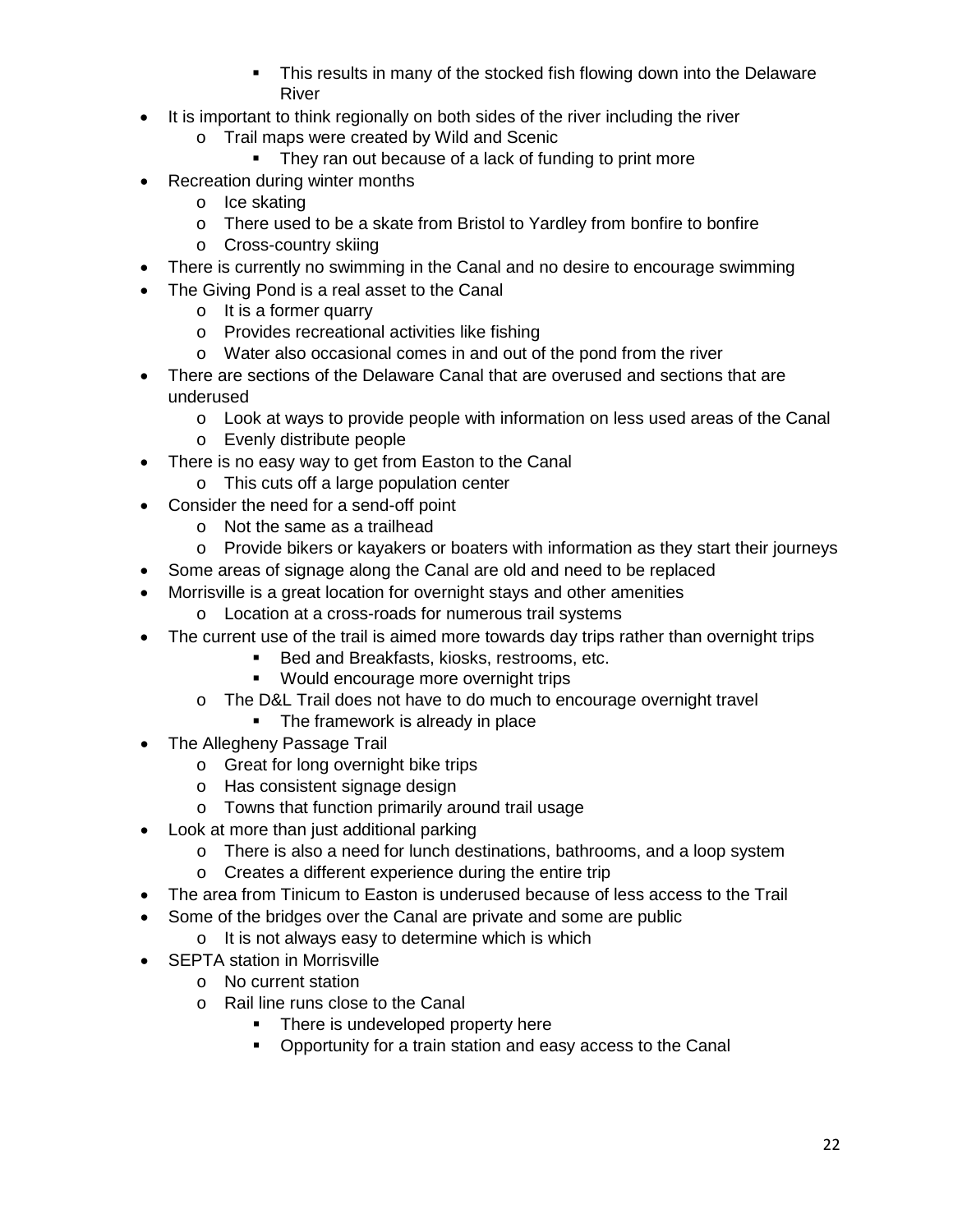- This results in many of the stocked fish flowing down into the Delaware River
- It is important to think regionally on both sides of the river including the river
  - Trail maps were created by Wild and Scenic
    - They ran out because of a lack of funding to print more
- Recreation during winter months
  - Ice skating
  - There used to be a skate from Bristol to Yardley from bonfire to bonfire
  - Cross-country skiing
- There is currently no swimming in the Canal and no desire to encourage swimming
- The Giving Pond is a real asset to the Canal
  - It is a former quarry
  - Provides recreational activities like fishing
  - Water also occasional comes in and out of the pond from the river
- There are sections of the Delaware Canal that are overused and sections that are underused
  - Look at ways to provide people with information on less used areas of the Canal
  - Evenly distribute people
- There is no easy way to get from Easton to the Canal
  - This cuts off a large population center
- Consider the need for a send-off point
  - Not the same as a trailhead
  - Provide bikers or kayakers or boaters with information as they start their journeys
- Some areas of signage along the Canal are old and need to be replaced
- Morrisville is a great location for overnight stays and other amenities
  - Location at a cross-roads for numerous trail systems
- The current use of the trail is aimed more towards day trips rather than overnight trips
    - Bed and Breakfasts, kiosks, restrooms, etc.
    - Would encourage more overnight trips
  - The D&L Trail does not have to do much to encourage overnight travel
    - The framework is already in place
- The Allegheny Passage Trail
  - Great for long overnight bike trips
  - Has consistent signage design
  - Towns that function primarily around trail usage
- Look at more than just additional parking
  - There is also a need for lunch destinations, bathrooms, and a loop system
  - Creates a different experience during the entire trip
- The area from Tinicum to Easton is underused because of less access to the Trail
- Some of the bridges over the Canal are private and some are public
  - It is not always easy to determine which is which
- SEPTA station in Morrisville
  - No current station
  - Rail line runs close to the Canal
    - There is undeveloped property here
    - Opportunity for a train station and easy access to the Canal